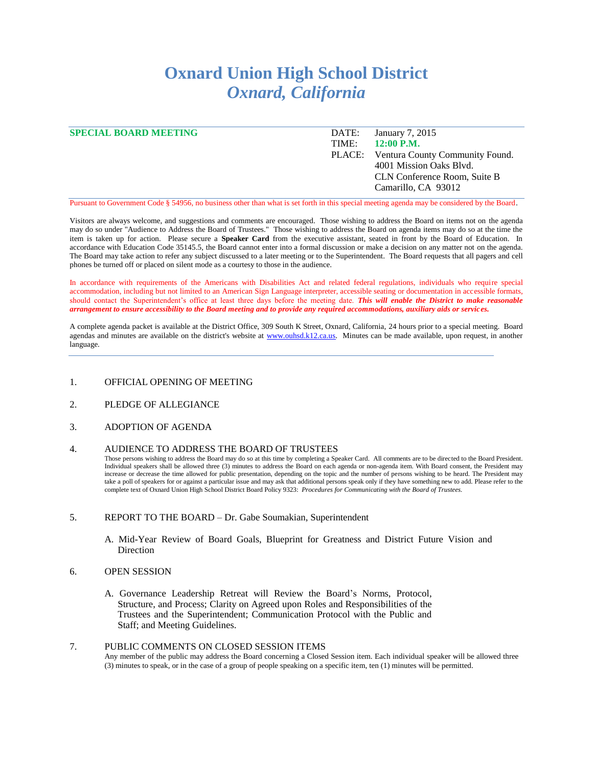# Oxnard Union High School District
## *Oxnard, California*

**SPECIAL BOARD MEETING**

DATE: January 7, 2015
TIME: **12:00 P.M.**
PLACE: Ventura County Community Found.
4001 Mission Oaks Blvd.
CLN Conference Room, Suite B
Camarillo, CA 93012

Pursuant to Government Code § 54956, no business other than what is set forth in this special meeting agenda may be considered by the Board.

Visitors are always welcome, and suggestions and comments are encouraged. Those wishing to address the Board on items not on the agenda may do so under "Audience to Address the Board of Trustees." Those wishing to address the Board on agenda items may do so at the time the item is taken up for action. Please secure a **Speaker Card** from the executive assistant, seated in front by the Board of Education. In accordance with Education Code 35145.5, the Board cannot enter into a formal discussion or make a decision on any matter not on the agenda. The Board may take action to refer any subject discussed to a later meeting or to the Superintendent. The Board requests that all pagers and cell phones be turned off or placed on silent mode as a courtesy to those in the audience.

In accordance with requirements of the Americans with Disabilities Act and related federal regulations, individuals who require special accommodation, including but not limited to an American Sign Language interpreter, accessible seating or documentation in accessible formats, should contact the Superintendent's office at least three days before the meeting date. ***This will enable the District to make reasonable arrangement to ensure accessibility to the Board meeting and to provide any required accommodations, auxiliary aids or services.***

A complete agenda packet is available at the District Office, 309 South K Street, Oxnard, California, 24 hours prior to a special meeting. Board agendas and minutes are available on the district's website at www.ouhsd.k12.ca.us. Minutes can be made available, upon request, in another language.

1. OFFICIAL OPENING OF MEETING

2. PLEDGE OF ALLEGIANCE

3. ADOPTION OF AGENDA

4. AUDIENCE TO ADDRESS THE BOARD OF TRUSTEES
   Those persons wishing to address the Board may do so at this time by completing a Speaker Card. All comments are to be directed to the Board President. Individual speakers shall be allowed three (3) minutes to address the Board on each agenda or non-agenda item. With Board consent, the President may increase or decrease the time allowed for public presentation, depending on the topic and the number of persons wishing to be heard. The President may take a poll of speakers for or against a particular issue and may ask that additional persons speak only if they have something new to add. Please refer to the complete text of Oxnard Union High School District Board Policy 9323: *Procedures for Communicating with the Board of Trustees.*

5. REPORT TO THE BOARD – Dr. Gabe Soumakian, Superintendent

   A. Mid-Year Review of Board Goals, Blueprint for Greatness and District Future Vision and Direction

6. OPEN SESSION

   A. Governance Leadership Retreat will Review the Board's Norms, Protocol, Structure, and Process; Clarity on Agreed upon Roles and Responsibilities of the Trustees and the Superintendent; Communication Protocol with the Public and Staff; and Meeting Guidelines.

7. PUBLIC COMMENTS ON CLOSED SESSION ITEMS
   Any member of the public may address the Board concerning a Closed Session item. Each individual speaker will be allowed three (3) minutes to speak, or in the case of a group of people speaking on a specific item, ten (1) minutes will be permitted.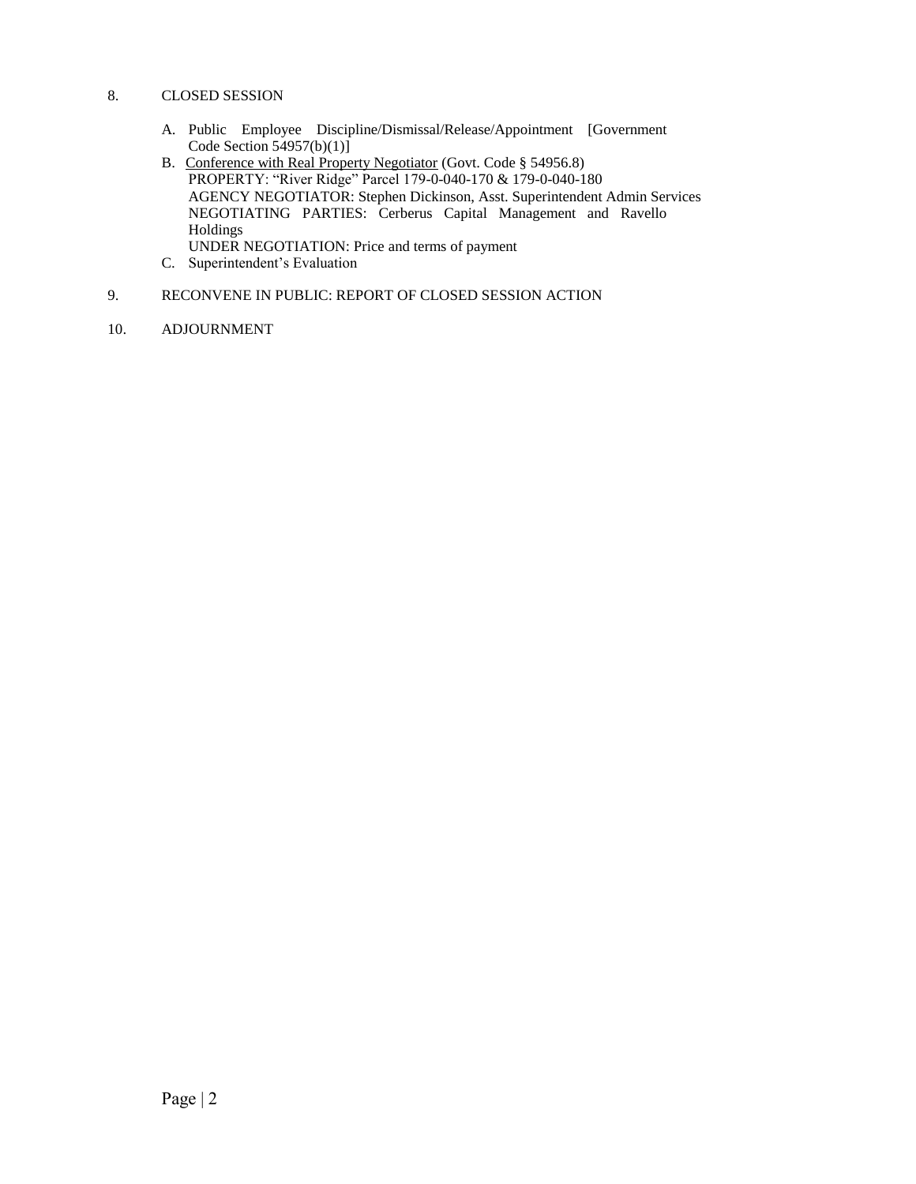8. CLOSED SESSION

   A. Public Employee Discipline/Dismissal/Release/Appointment [Government Code Section 54957(b)(1)]
   B. <u>Conference with Real Property Negotiator</u> (Govt. Code § 54956.8)
      PROPERTY: "River Ridge" Parcel 179-0-040-170 & 179-0-040-180
      AGENCY NEGOTIATOR: Stephen Dickinson, Asst. Superintendent Admin Services
      NEGOTIATING PARTIES: Cerberus Capital Management and Ravello Holdings
      UNDER NEGOTIATION: Price and terms of payment
   C. Superintendent's Evaluation

9. RECONVENE IN PUBLIC: REPORT OF CLOSED SESSION ACTION

10. ADJOURNMENT